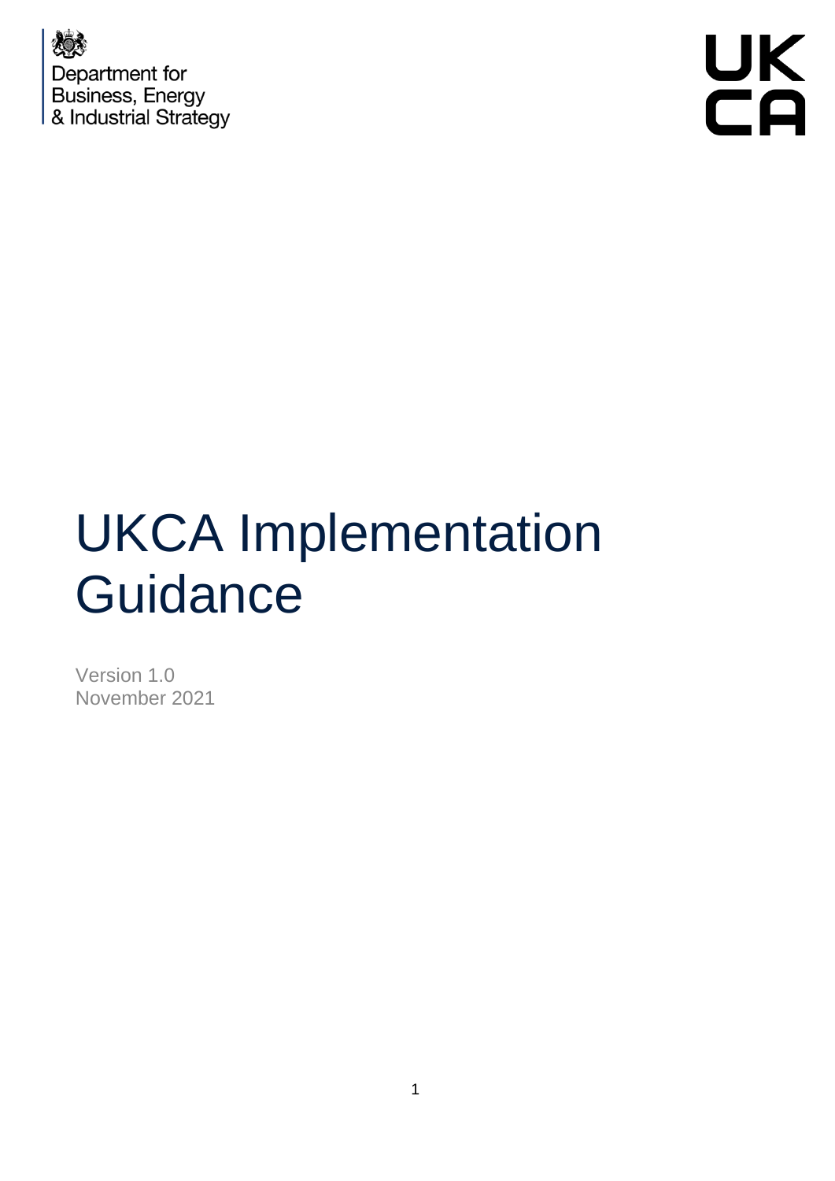Department for Business, Energy & Industrial Strategy

UKCA

# UKCA Implementation Guidance

Version 1.0
November 2021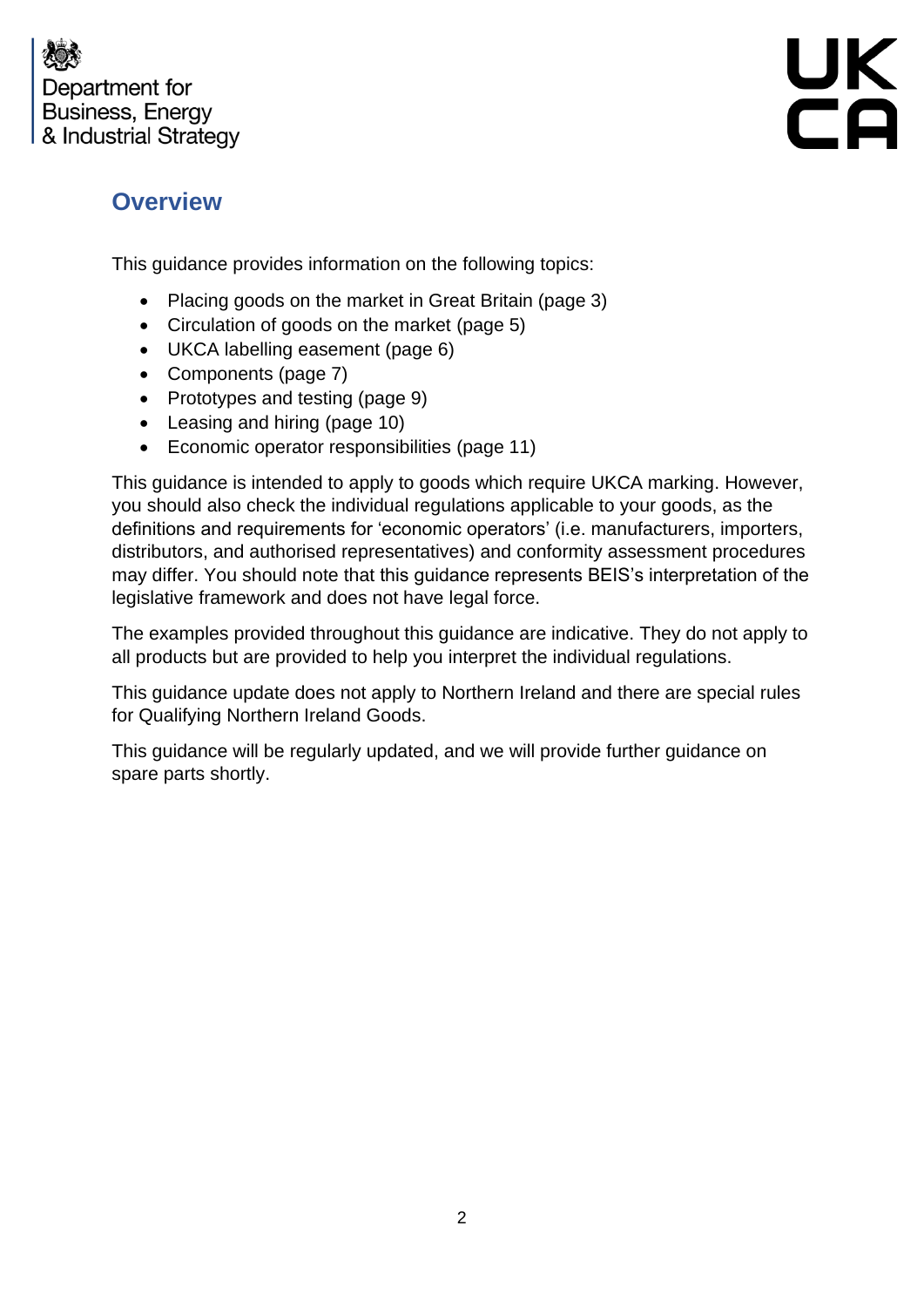## Overview

This guidance provides information on the following topics:

- Placing goods on the market in Great Britain (page 3)
- Circulation of goods on the market (page 5)
- UKCA labelling easement (page 6)
- Components (page 7)
- Prototypes and testing (page 9)
- Leasing and hiring (page 10)
- Economic operator responsibilities (page 11)

This guidance is intended to apply to goods which require UKCA marking. However, you should also check the individual regulations applicable to your goods, as the definitions and requirements for 'economic operators' (i.e. manufacturers, importers, distributors, and authorised representatives) and conformity assessment procedures may differ. You should note that this guidance represents BEIS's interpretation of the legislative framework and does not have legal force.

The examples provided throughout this guidance are indicative. They do not apply to all products but are provided to help you interpret the individual regulations.

This guidance update does not apply to Northern Ireland and there are special rules for Qualifying Northern Ireland Goods.

This guidance will be regularly updated, and we will provide further guidance on spare parts shortly.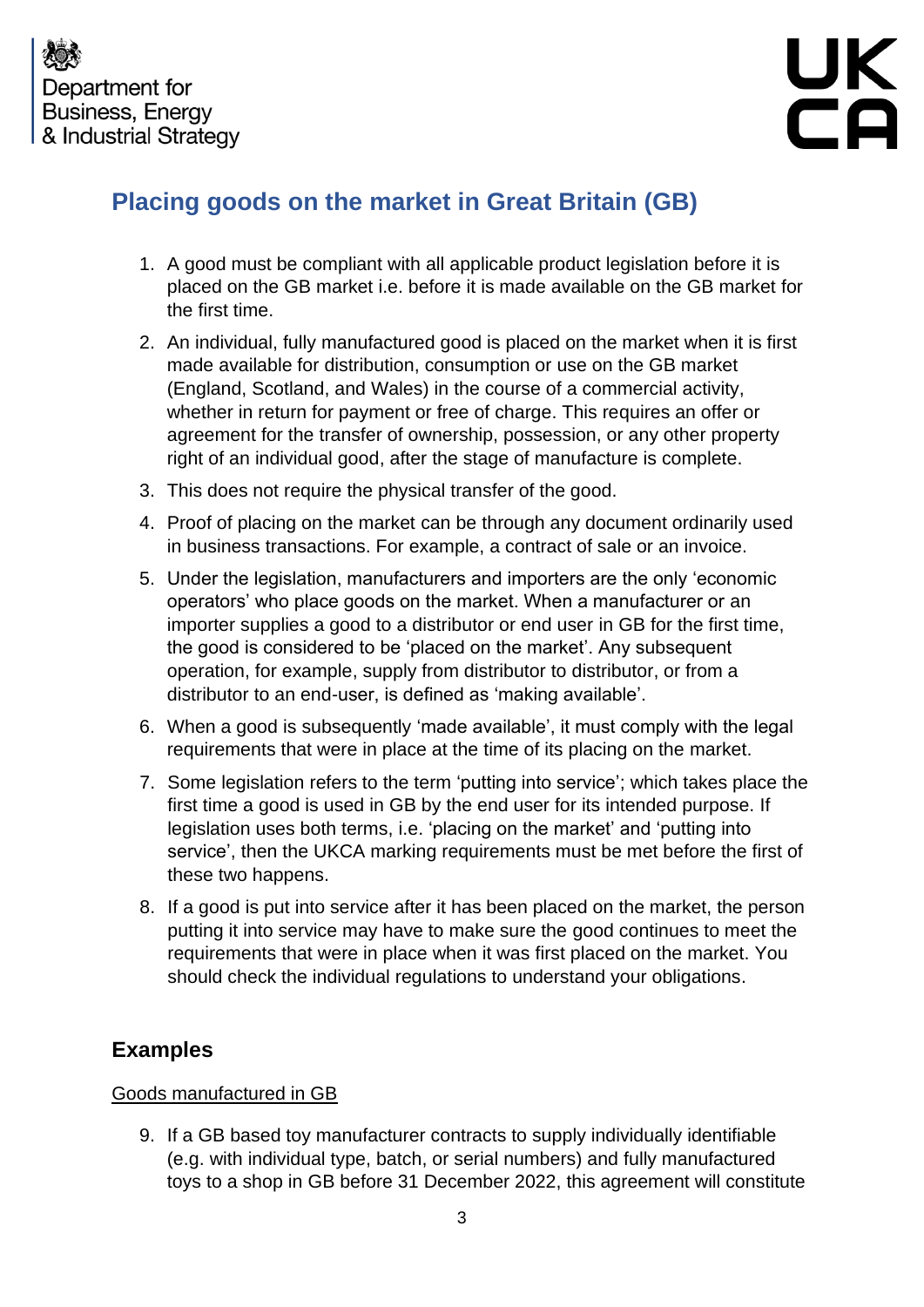# Placing goods on the market in Great Britain (GB)

1. A good must be compliant with all applicable product legislation before it is placed on the GB market i.e. before it is made available on the GB market for the first time.
2. An individual, fully manufactured good is placed on the market when it is first made available for distribution, consumption or use on the GB market (England, Scotland, and Wales) in the course of a commercial activity, whether in return for payment or free of charge. This requires an offer or agreement for the transfer of ownership, possession, or any other property right of an individual good, after the stage of manufacture is complete.
3. This does not require the physical transfer of the good.
4. Proof of placing on the market can be through any document ordinarily used in business transactions. For example, a contract of sale or an invoice.
5. Under the legislation, manufacturers and importers are the only 'economic operators' who place goods on the market. When a manufacturer or an importer supplies a good to a distributor or end user in GB for the first time, the good is considered to be 'placed on the market'. Any subsequent operation, for example, supply from distributor to distributor, or from a distributor to an end-user, is defined as 'making available'.
6. When a good is subsequently 'made available', it must comply with the legal requirements that were in place at the time of its placing on the market.
7. Some legislation refers to the term 'putting into service'; which takes place the first time a good is used in GB by the end user for its intended purpose. If legislation uses both terms, i.e. 'placing on the market' and 'putting into service', then the UKCA marking requirements must be met before the first of these two happens.
8. If a good is put into service after it has been placed on the market, the person putting it into service may have to make sure the good continues to meet the requirements that were in place when it was first placed on the market. You should check the individual regulations to understand your obligations.

## Examples

<u>Goods manufactured in GB</u>

9. If a GB based toy manufacturer contracts to supply individually identifiable (e.g. with individual type, batch, or serial numbers) and fully manufactured toys to a shop in GB before 31 December 2022, this agreement will constitute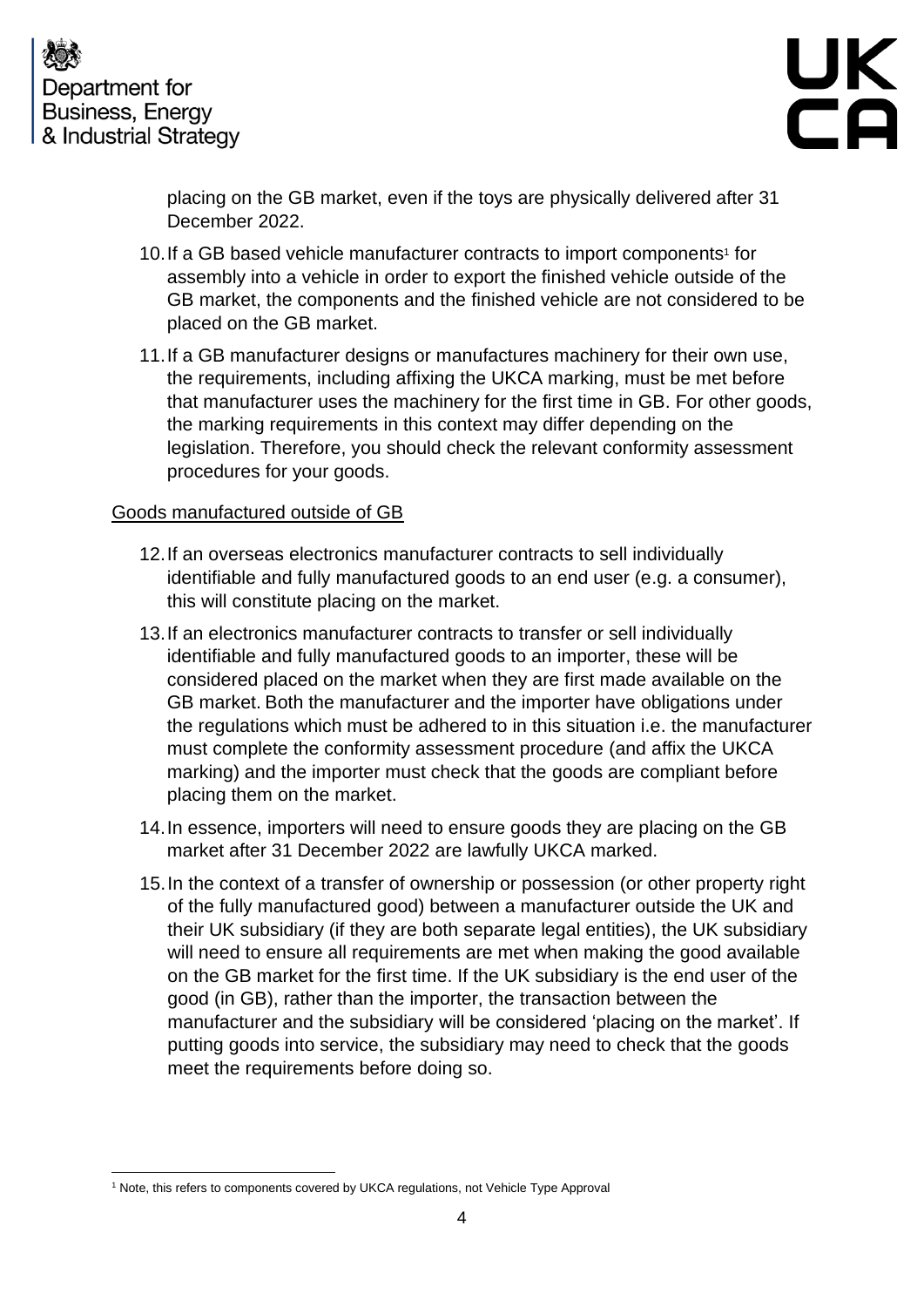placing on the GB market, even if the toys are physically delivered after 31 December 2022.

10. If a GB based vehicle manufacturer contracts to import components[1] for assembly into a vehicle in order to export the finished vehicle outside of the GB market, the components and the finished vehicle are not considered to be placed on the GB market.

11. If a GB manufacturer designs or manufactures machinery for their own use, the requirements, including affixing the UKCA marking, must be met before that manufacturer uses the machinery for the first time in GB. For other goods, the marking requirements in this context may differ depending on the legislation. Therefore, you should check the relevant conformity assessment procedures for your goods.

Goods manufactured outside of GB

12. If an overseas electronics manufacturer contracts to sell individually identifiable and fully manufactured goods to an end user (e.g. a consumer), this will constitute placing on the market.

13. If an electronics manufacturer contracts to transfer or sell individually identifiable and fully manufactured goods to an importer, these will be considered placed on the market when they are first made available on the GB market. Both the manufacturer and the importer have obligations under the regulations which must be adhered to in this situation i.e. the manufacturer must complete the conformity assessment procedure (and affix the UKCA marking) and the importer must check that the goods are compliant before placing them on the market.

14. In essence, importers will need to ensure goods they are placing on the GB market after 31 December 2022 are lawfully UKCA marked.

15. In the context of a transfer of ownership or possession (or other property right of the fully manufactured good) between a manufacturer outside the UK and their UK subsidiary (if they are both separate legal entities), the UK subsidiary will need to ensure all requirements are met when making the good available on the GB market for the first time. If the UK subsidiary is the end user of the good (in GB), rather than the importer, the transaction between the manufacturer and the subsidiary will be considered 'placing on the market'. If putting goods into service, the subsidiary may need to check that the goods meet the requirements before doing so.

[1] Note, this refers to components covered by UKCA regulations, not Vehicle Type Approval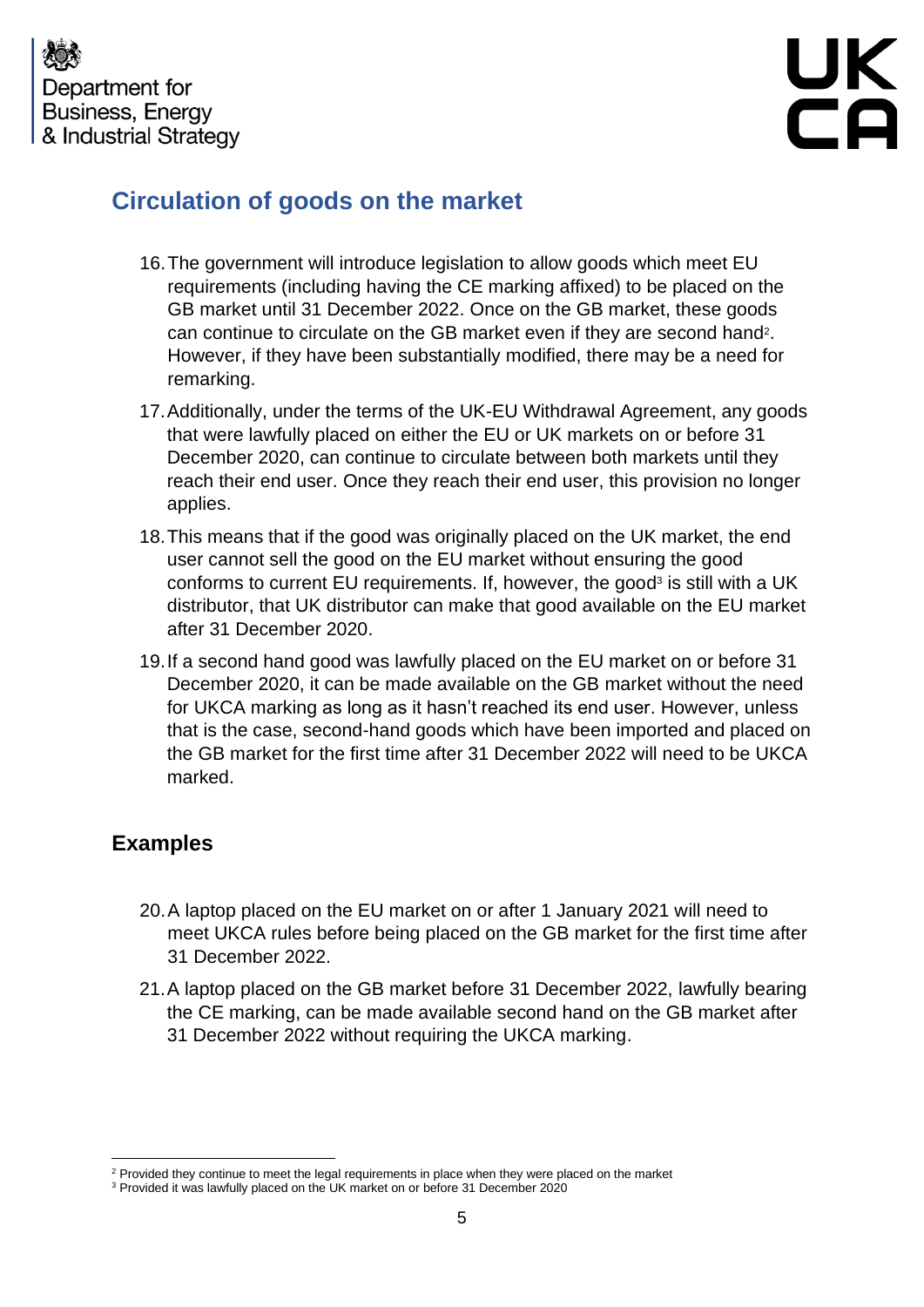## Circulation of goods on the market

16. The government will introduce legislation to allow goods which meet EU requirements (including having the CE marking affixed) to be placed on the GB market until 31 December 2022. Once on the GB market, these goods can continue to circulate on the GB market even if they are second hand[2]. However, if they have been substantially modified, there may be a need for remarking.

17. Additionally, under the terms of the UK-EU Withdrawal Agreement, any goods that were lawfully placed on either the EU or UK markets on or before 31 December 2020, can continue to circulate between both markets until they reach their end user. Once they reach their end user, this provision no longer applies.

18. This means that if the good was originally placed on the UK market, the end user cannot sell the good on the EU market without ensuring the good conforms to current EU requirements. If, however, the good[3] is still with a UK distributor, that UK distributor can make that good available on the EU market after 31 December 2020.

19. If a second hand good was lawfully placed on the EU market on or before 31 December 2020, it can be made available on the GB market without the need for UKCA marking as long as it hasn't reached its end user. However, unless that is the case, second-hand goods which have been imported and placed on the GB market for the first time after 31 December 2022 will need to be UKCA marked.

## Examples

20. A laptop placed on the EU market on or after 1 January 2021 will need to meet UKCA rules before being placed on the GB market for the first time after 31 December 2022.

21. A laptop placed on the GB market before 31 December 2022, lawfully bearing the CE marking, can be made available second hand on the GB market after 31 December 2022 without requiring the UKCA marking.

---

[2] Provided they continue to meet the legal requirements in place when they were placed on the market

[3] Provided it was lawfully placed on the UK market on or before 31 December 2020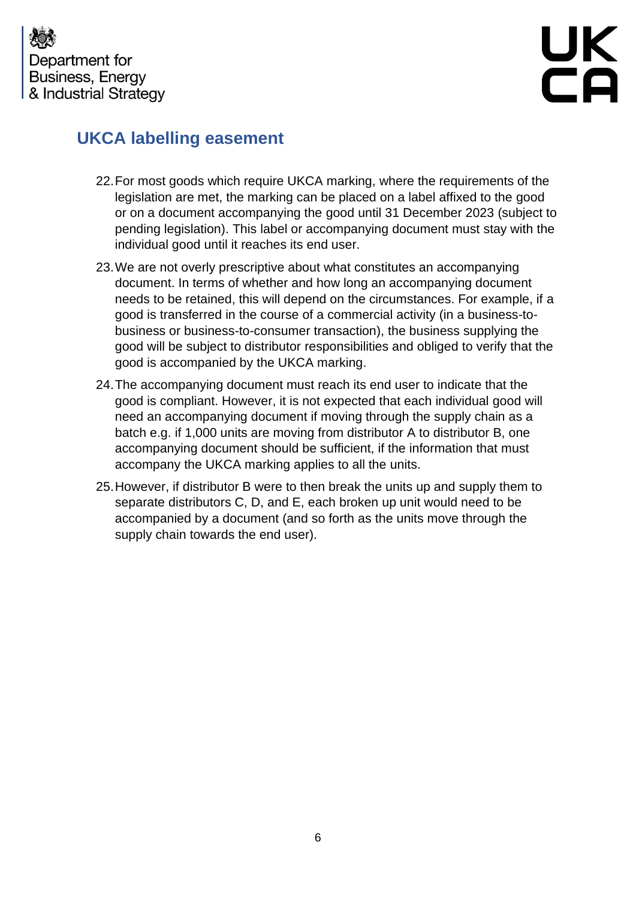## UKCA labelling easement

22. For most goods which require UKCA marking, where the requirements of the legislation are met, the marking can be placed on a label affixed to the good or on a document accompanying the good until 31 December 2023 (subject to pending legislation). This label or accompanying document must stay with the individual good until it reaches its end user.
23. We are not overly prescriptive about what constitutes an accompanying document. In terms of whether and how long an accompanying document needs to be retained, this will depend on the circumstances. For example, if a good is transferred in the course of a commercial activity (in a business-to-business or business-to-consumer transaction), the business supplying the good will be subject to distributor responsibilities and obliged to verify that the good is accompanied by the UKCA marking.
24. The accompanying document must reach its end user to indicate that the good is compliant. However, it is not expected that each individual good will need an accompanying document if moving through the supply chain as a batch e.g. if 1,000 units are moving from distributor A to distributor B, one accompanying document should be sufficient, if the information that must accompany the UKCA marking applies to all the units.
25. However, if distributor B were to then break the units up and supply them to separate distributors C, D, and E, each broken up unit would need to be accompanied by a document (and so forth as the units move through the supply chain towards the end user).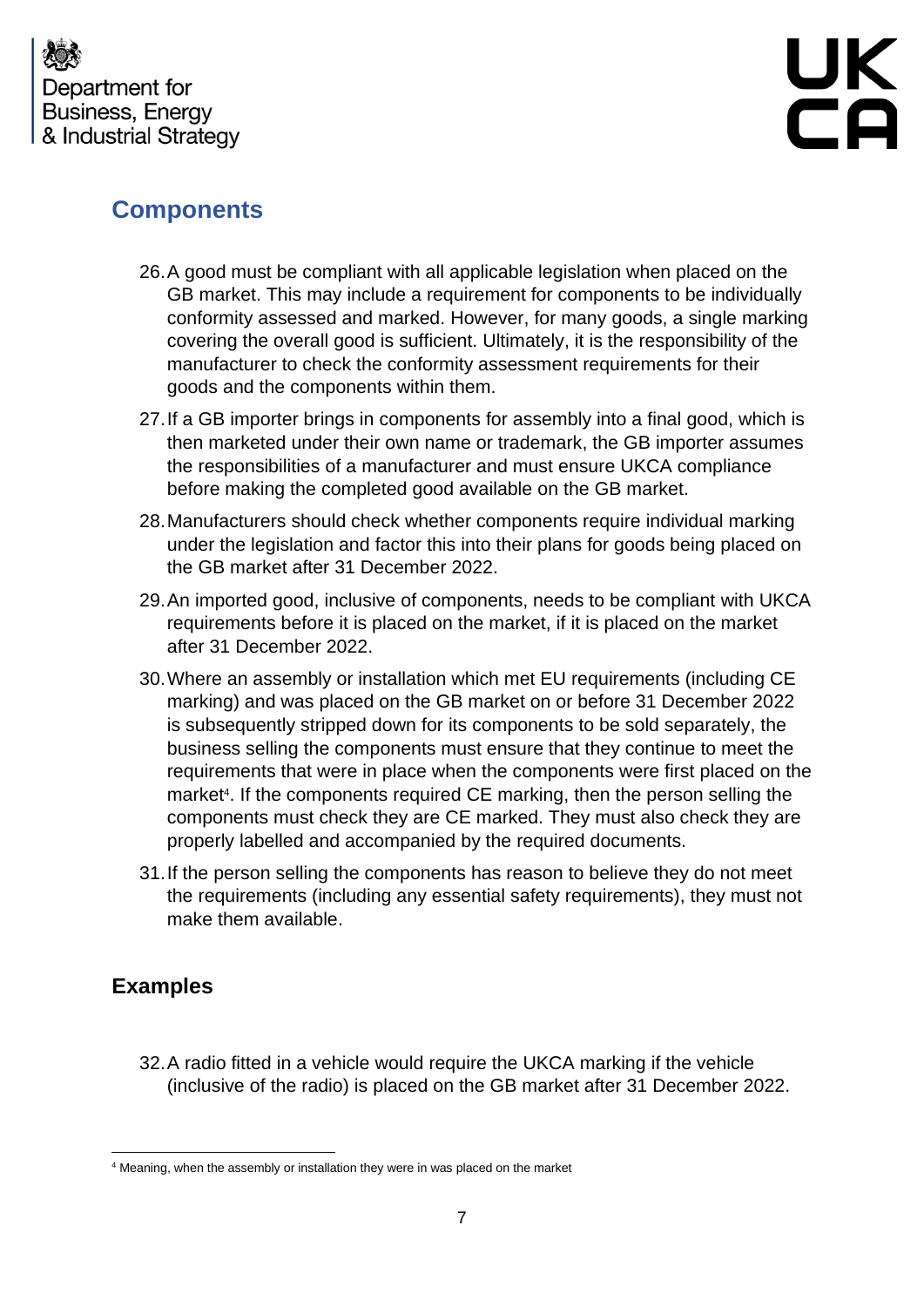## Components

26. A good must be compliant with all applicable legislation when placed on the GB market. This may include a requirement for components to be individually conformity assessed and marked. However, for many goods, a single marking covering the overall good is sufficient. Ultimately, it is the responsibility of the manufacturer to check the conformity assessment requirements for their goods and the components within them.
27. If a GB importer brings in components for assembly into a final good, which is then marketed under their own name or trademark, the GB importer assumes the responsibilities of a manufacturer and must ensure UKCA compliance before making the completed good available on the GB market.
28. Manufacturers should check whether components require individual marking under the legislation and factor this into their plans for goods being placed on the GB market after 31 December 2022.
29. An imported good, inclusive of components, needs to be compliant with UKCA requirements before it is placed on the market, if it is placed on the market after 31 December 2022.
30. Where an assembly or installation which met EU requirements (including CE marking) and was placed on the GB market on or before 31 December 2022 is subsequently stripped down for its components to be sold separately, the business selling the components must ensure that they continue to meet the requirements that were in place when the components were first placed on the market[4]. If the components required CE marking, then the person selling the components must check they are CE marked. They must also check they are properly labelled and accompanied by the required documents.
31. If the person selling the components has reason to believe they do not meet the requirements (including any essential safety requirements), they must not make them available.

### Examples

32. A radio fitted in a vehicle would require the UKCA marking if the vehicle (inclusive of the radio) is placed on the GB market after 31 December 2022.

[4] Meaning, when the assembly or installation they were in was placed on the market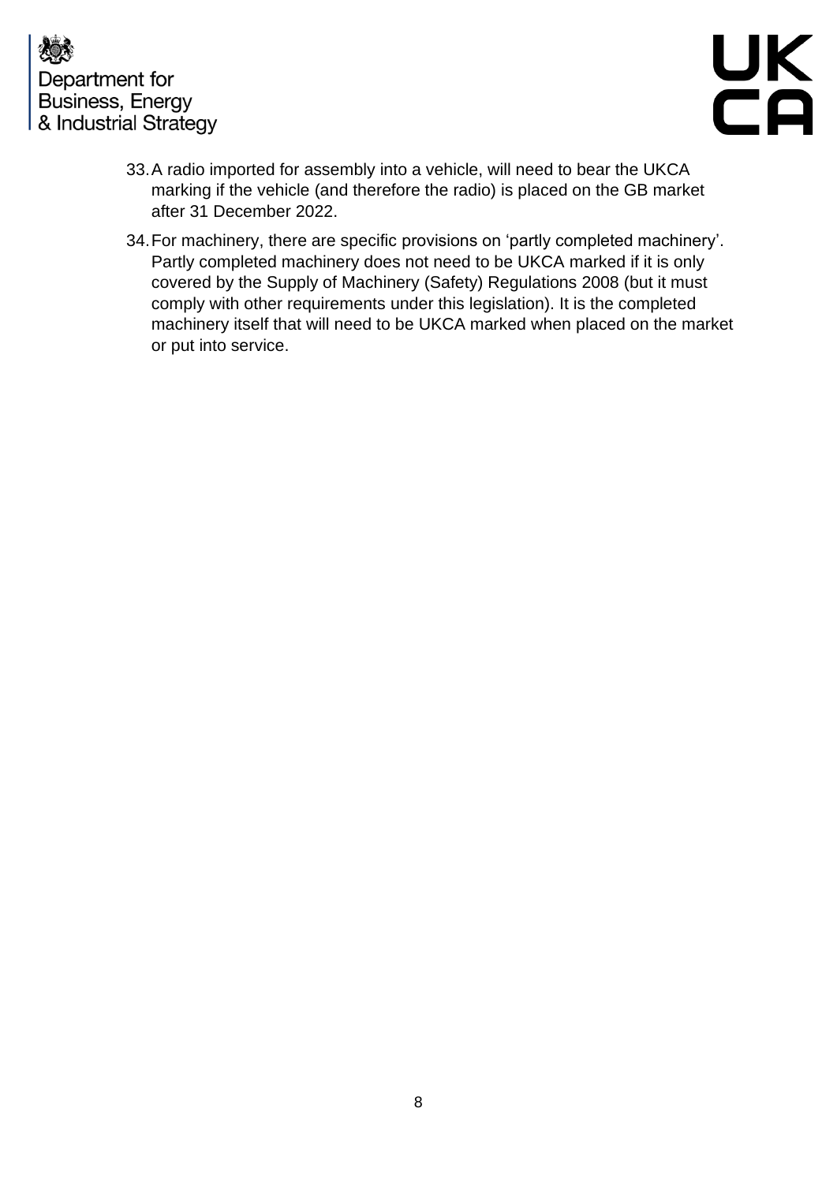33. A radio imported for assembly into a vehicle, will need to bear the UKCA marking if the vehicle (and therefore the radio) is placed on the GB market after 31 December 2022.

34. For machinery, there are specific provisions on 'partly completed machinery'. Partly completed machinery does not need to be UKCA marked if it is only covered by the Supply of Machinery (Safety) Regulations 2008 (but it must comply with other requirements under this legislation). It is the completed machinery itself that will need to be UKCA marked when placed on the market or put into service.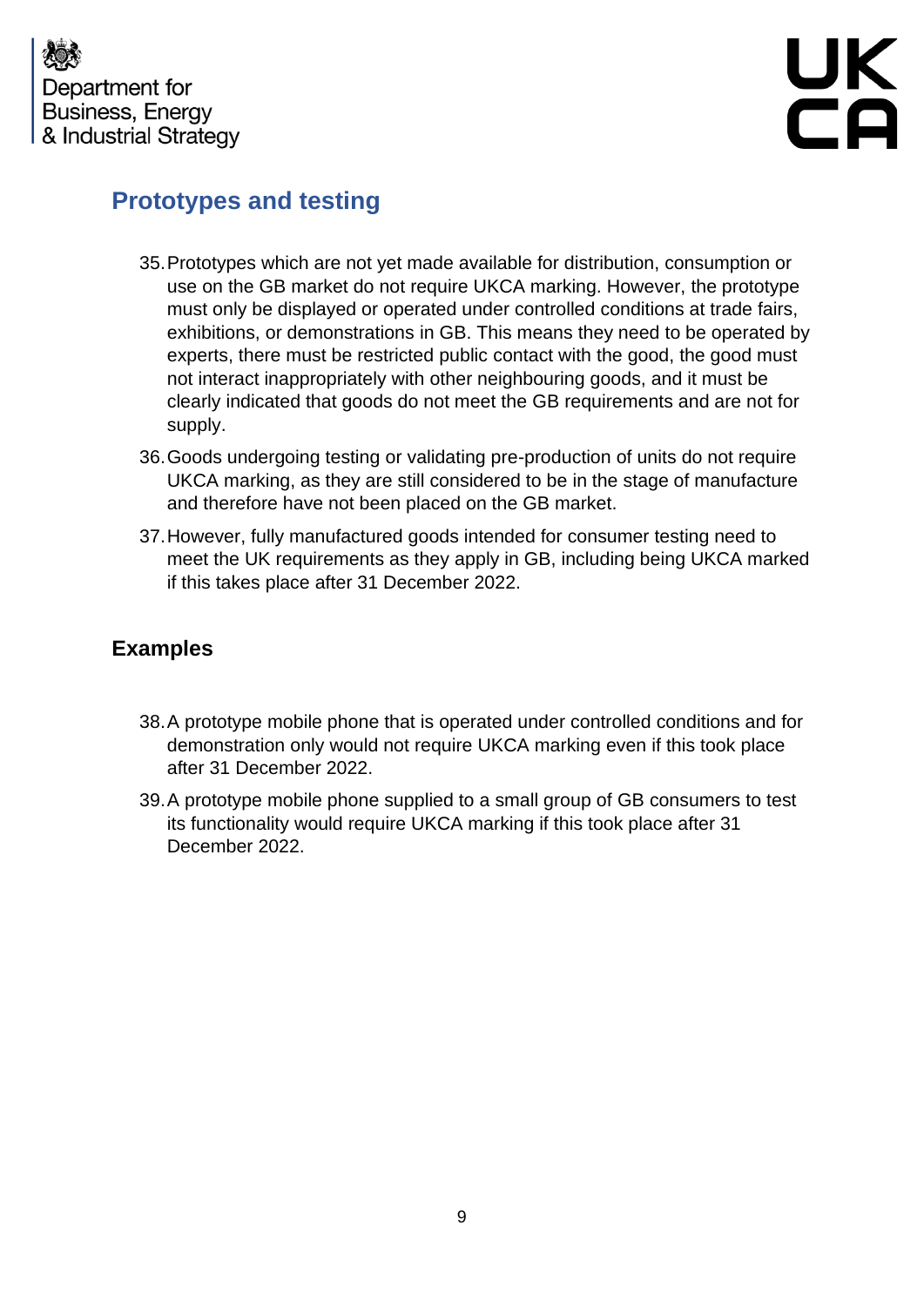## Prototypes and testing

35. Prototypes which are not yet made available for distribution, consumption or use on the GB market do not require UKCA marking. However, the prototype must only be displayed or operated under controlled conditions at trade fairs, exhibitions, or demonstrations in GB. This means they need to be operated by experts, there must be restricted public contact with the good, the good must not interact inappropriately with other neighbouring goods, and it must be clearly indicated that goods do not meet the GB requirements and are not for supply.
36. Goods undergoing testing or validating pre-production of units do not require UKCA marking, as they are still considered to be in the stage of manufacture and therefore have not been placed on the GB market.
37. However, fully manufactured goods intended for consumer testing need to meet the UK requirements as they apply in GB, including being UKCA marked if this takes place after 31 December 2022.

### Examples

38. A prototype mobile phone that is operated under controlled conditions and for demonstration only would not require UKCA marking even if this took place after 31 December 2022.
39. A prototype mobile phone supplied to a small group of GB consumers to test its functionality would require UKCA marking if this took place after 31 December 2022.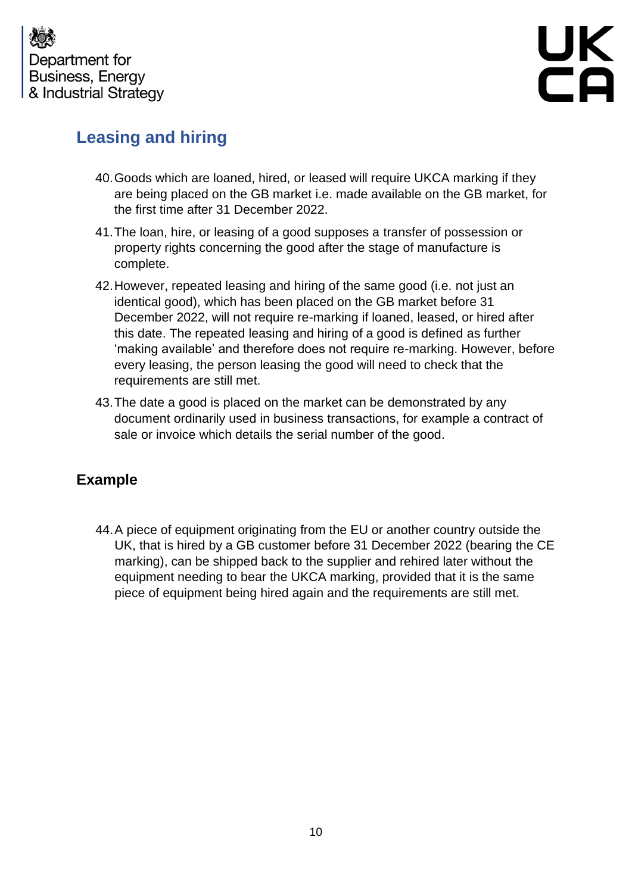## Leasing and hiring

40. Goods which are loaned, hired, or leased will require UKCA marking if they are being placed on the GB market i.e. made available on the GB market, for the first time after 31 December 2022.
41. The loan, hire, or leasing of a good supposes a transfer of possession or property rights concerning the good after the stage of manufacture is complete.
42. However, repeated leasing and hiring of the same good (i.e. not just an identical good), which has been placed on the GB market before 31 December 2022, will not require re-marking if loaned, leased, or hired after this date. The repeated leasing and hiring of a good is defined as further 'making available' and therefore does not require re-marking. However, before every leasing, the person leasing the good will need to check that the requirements are still met.
43. The date a good is placed on the market can be demonstrated by any document ordinarily used in business transactions, for example a contract of sale or invoice which details the serial number of the good.

### Example

44. A piece of equipment originating from the EU or another country outside the UK, that is hired by a GB customer before 31 December 2022 (bearing the CE marking), can be shipped back to the supplier and rehired later without the equipment needing to bear the UKCA marking, provided that it is the same piece of equipment being hired again and the requirements are still met.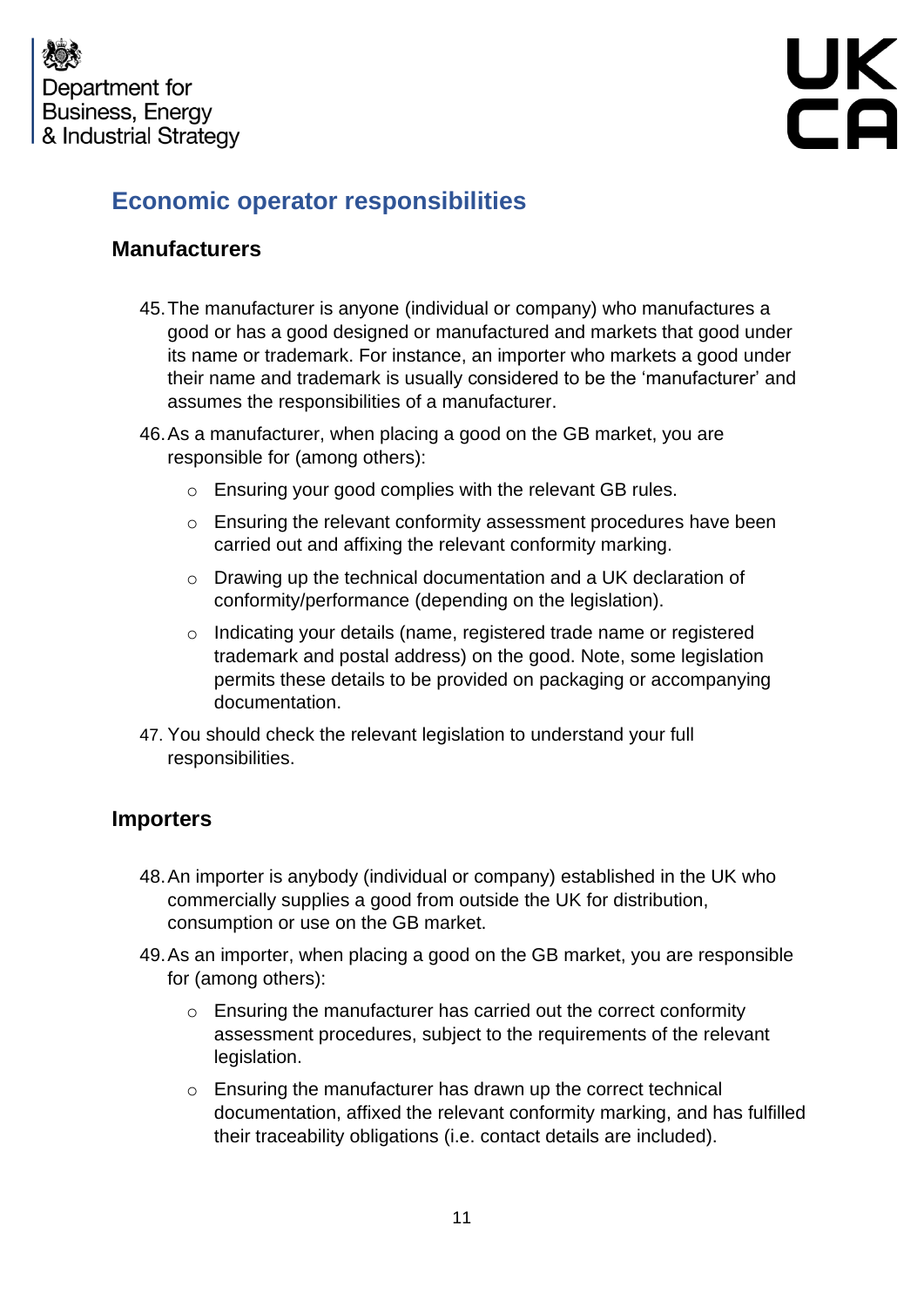## Economic operator responsibilities

### Manufacturers

45. The manufacturer is anyone (individual or company) who manufactures a good or has a good designed or manufactured and markets that good under its name or trademark. For instance, an importer who markets a good under their name and trademark is usually considered to be the 'manufacturer' and assumes the responsibilities of a manufacturer.

46. As a manufacturer, when placing a good on the GB market, you are responsible for (among others):
    - Ensuring your good complies with the relevant GB rules.
    - Ensuring the relevant conformity assessment procedures have been carried out and affixing the relevant conformity marking.
    - Drawing up the technical documentation and a UK declaration of conformity/performance (depending on the legislation).
    - Indicating your details (name, registered trade name or registered trademark and postal address) on the good. Note, some legislation permits these details to be provided on packaging or accompanying documentation.

47. You should check the relevant legislation to understand your full responsibilities.

### Importers

48. An importer is anybody (individual or company) established in the UK who commercially supplies a good from outside the UK for distribution, consumption or use on the GB market.

49. As an importer, when placing a good on the GB market, you are responsible for (among others):
    - Ensuring the manufacturer has carried out the correct conformity assessment procedures, subject to the requirements of the relevant legislation.
    - Ensuring the manufacturer has drawn up the correct technical documentation, affixed the relevant conformity marking, and has fulfilled their traceability obligations (i.e. contact details are included).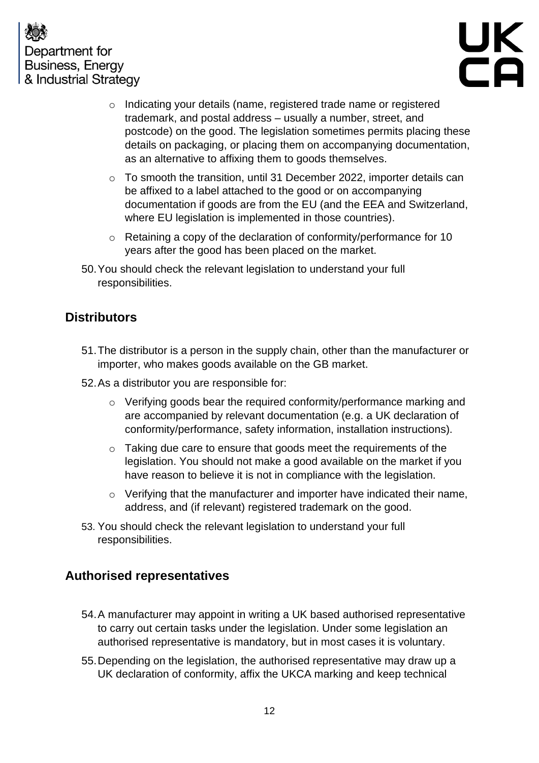- Indicating your details (name, registered trade name or registered trademark, and postal address – usually a number, street, and postcode) on the good. The legislation sometimes permits placing these details on packaging, or placing them on accompanying documentation, as an alternative to affixing them to goods themselves.
- To smooth the transition, until 31 December 2022, importer details can be affixed to a label attached to the good or on accompanying documentation if goods are from the EU (and the EEA and Switzerland, where EU legislation is implemented in those countries).
- Retaining a copy of the declaration of conformity/performance for 10 years after the good has been placed on the market.

50. You should check the relevant legislation to understand your full responsibilities.

## Distributors

51. The distributor is a person in the supply chain, other than the manufacturer or importer, who makes goods available on the GB market.
52. As a distributor you are responsible for:
    - Verifying goods bear the required conformity/performance marking and are accompanied by relevant documentation (e.g. a UK declaration of conformity/performance, safety information, installation instructions).
    - Taking due care to ensure that goods meet the requirements of the legislation. You should not make a good available on the market if you have reason to believe it is not in compliance with the legislation.
    - Verifying that the manufacturer and importer have indicated their name, address, and (if relevant) registered trademark on the good.
53. You should check the relevant legislation to understand your full responsibilities.

## Authorised representatives

54. A manufacturer may appoint in writing a UK based authorised representative to carry out certain tasks under the legislation. Under some legislation an authorised representative is mandatory, but in most cases it is voluntary.
55. Depending on the legislation, the authorised representative may draw up a UK declaration of conformity, affix the UKCA marking and keep technical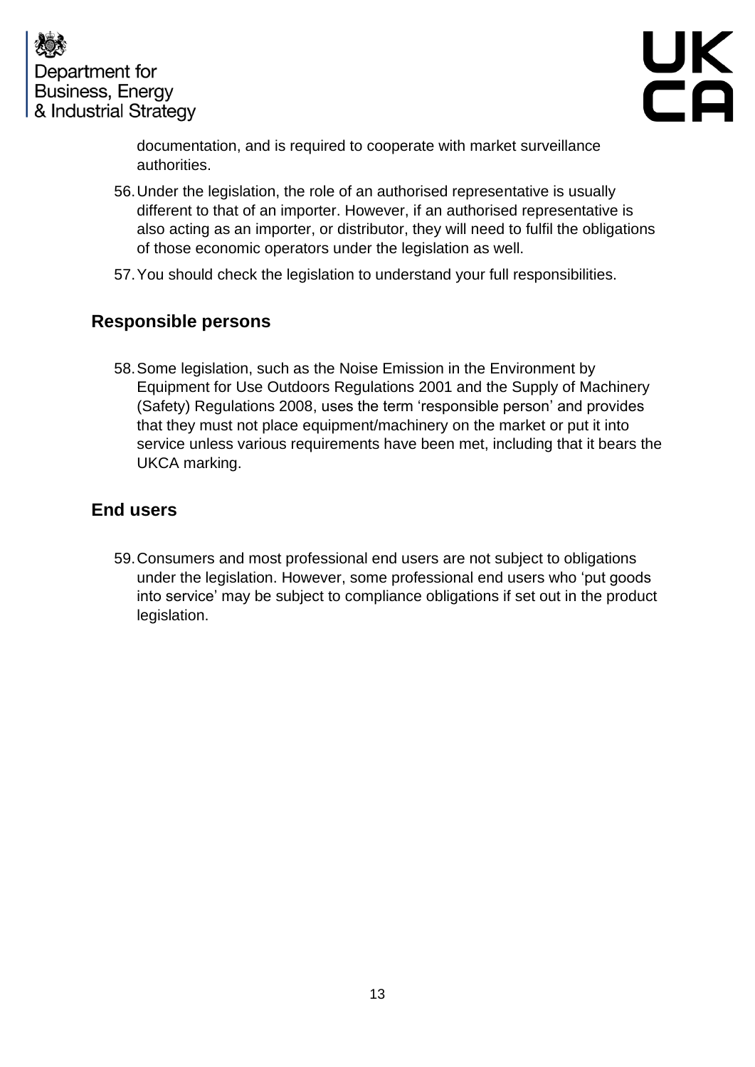documentation, and is required to cooperate with market surveillance authorities.

56. Under the legislation, the role of an authorised representative is usually different to that of an importer. However, if an authorised representative is also acting as an importer, or distributor, they will need to fulfil the obligations of those economic operators under the legislation as well.

57. You should check the legislation to understand your full responsibilities.

## Responsible persons

58. Some legislation, such as the Noise Emission in the Environment by Equipment for Use Outdoors Regulations 2001 and the Supply of Machinery (Safety) Regulations 2008, uses the term 'responsible person' and provides that they must not place equipment/machinery on the market or put it into service unless various requirements have been met, including that it bears the UKCA marking.

## End users

59. Consumers and most professional end users are not subject to obligations under the legislation. However, some professional end users who 'put goods into service' may be subject to compliance obligations if set out in the product legislation.